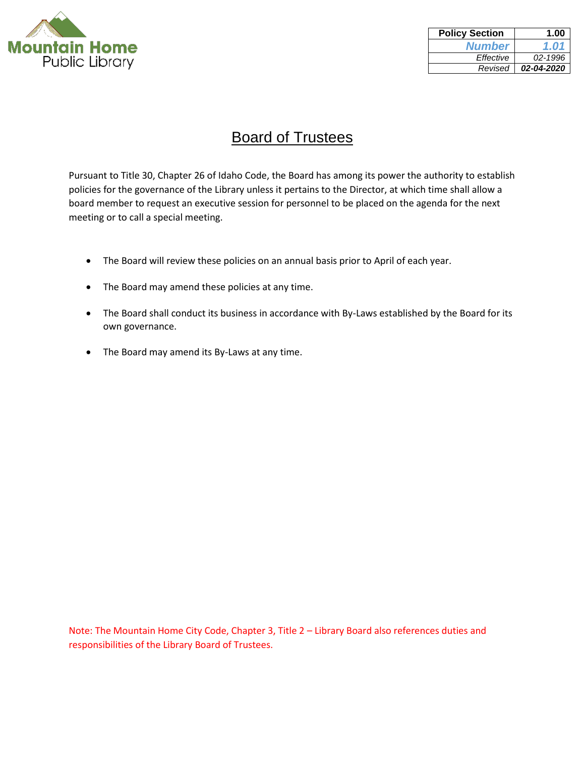Mountain Home Public Library

| Policy Section | 1.00 |
| --- | --- |
| *Number* | *1.01* |
| *Effective* | *02-1996* |
| *Revised* | ***02-04-2020*** |

# Board of Trustees

Pursuant to Title 30, Chapter 26 of Idaho Code, the Board has among its power the authority to establish policies for the governance of the Library unless it pertains to the Director, at which time shall allow a board member to request an executive session for personnel to be placed on the agenda for the next meeting or to call a special meeting.

- The Board will review these policies on an annual basis prior to April of each year.
- The Board may amend these policies at any time.
- The Board shall conduct its business in accordance with By-Laws established by the Board for its own governance.
- The Board may amend its By-Laws at any time.

Note: The Mountain Home City Code, Chapter 3, Title 2 – Library Board also references duties and responsibilities of the Library Board of Trustees.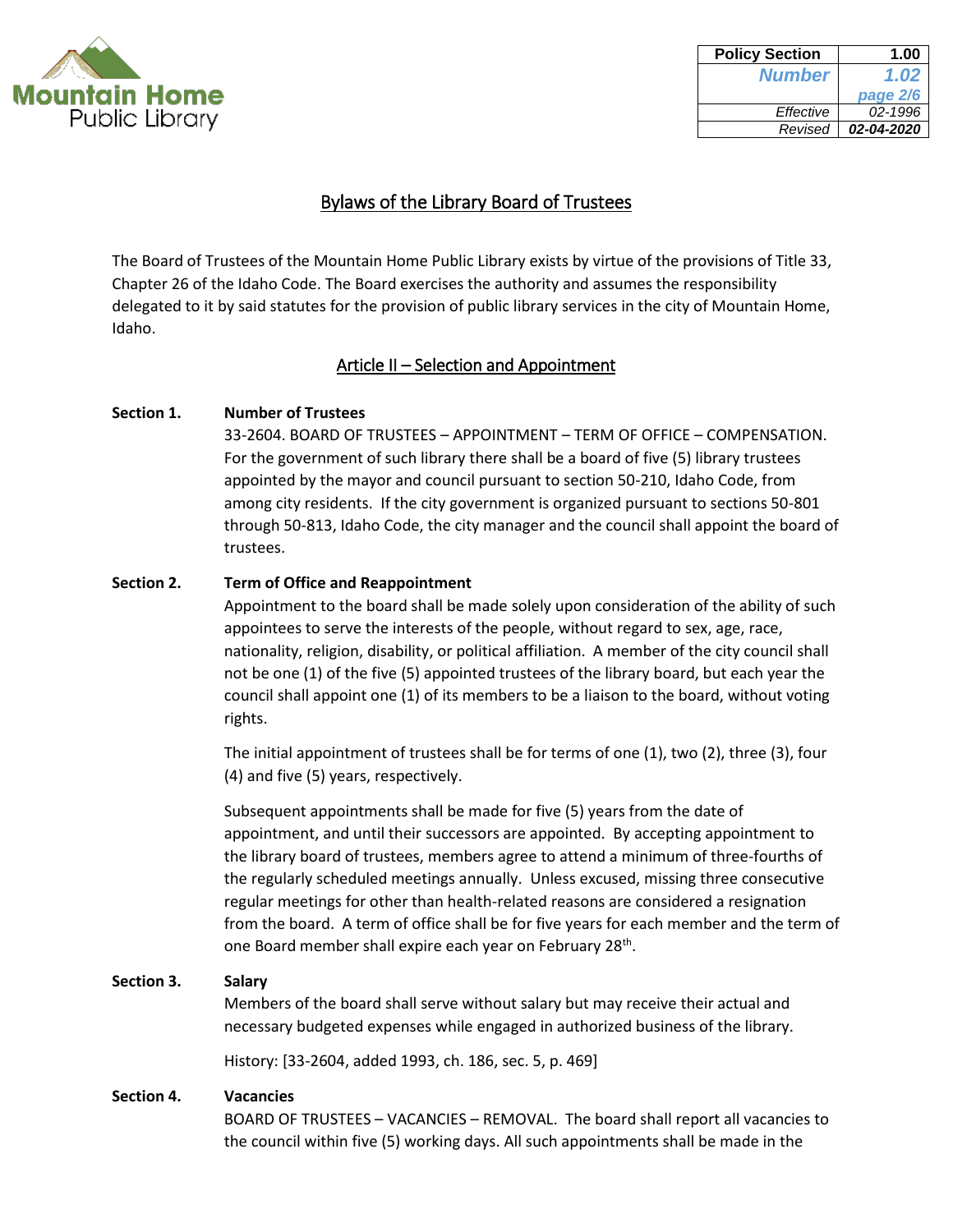# Bylaws of the Library Board of Trustees

The Board of Trustees of the Mountain Home Public Library exists by virtue of the provisions of Title 33, Chapter 26 of the Idaho Code. The Board exercises the authority and assumes the responsibility delegated to it by said statutes for the provision of public library services in the city of Mountain Home, Idaho.

## Article II – Selection and Appointment

**Section 1. Number of Trustees**

33-2604. BOARD OF TRUSTEES – APPOINTMENT – TERM OF OFFICE – COMPENSATION. For the government of such library there shall be a board of five (5) library trustees appointed by the mayor and council pursuant to section 50-210, Idaho Code, from among city residents. If the city government is organized pursuant to sections 50-801 through 50-813, Idaho Code, the city manager and the council shall appoint the board of trustees.

**Section 2. Term of Office and Reappointment**

Appointment to the board shall be made solely upon consideration of the ability of such appointees to serve the interests of the people, without regard to sex, age, race, nationality, religion, disability, or political affiliation. A member of the city council shall not be one (1) of the five (5) appointed trustees of the library board, but each year the council shall appoint one (1) of its members to be a liaison to the board, without voting rights.

The initial appointment of trustees shall be for terms of one (1), two (2), three (3), four (4) and five (5) years, respectively.

Subsequent appointments shall be made for five (5) years from the date of appointment, and until their successors are appointed. By accepting appointment to the library board of trustees, members agree to attend a minimum of three-fourths of the regularly scheduled meetings annually. Unless excused, missing three consecutive regular meetings for other than health-related reasons are considered a resignation from the board. A term of office shall be for five years for each member and the term of one Board member shall expire each year on February 28th.

**Section 3. Salary**

Members of the board shall serve without salary but may receive their actual and necessary budgeted expenses while engaged in authorized business of the library.

History: [33-2604, added 1993, ch. 186, sec. 5, p. 469]

**Section 4. Vacancies**

BOARD OF TRUSTEES – VACANCIES – REMOVAL. The board shall report all vacancies to the council within five (5) working days. All such appointments shall be made in the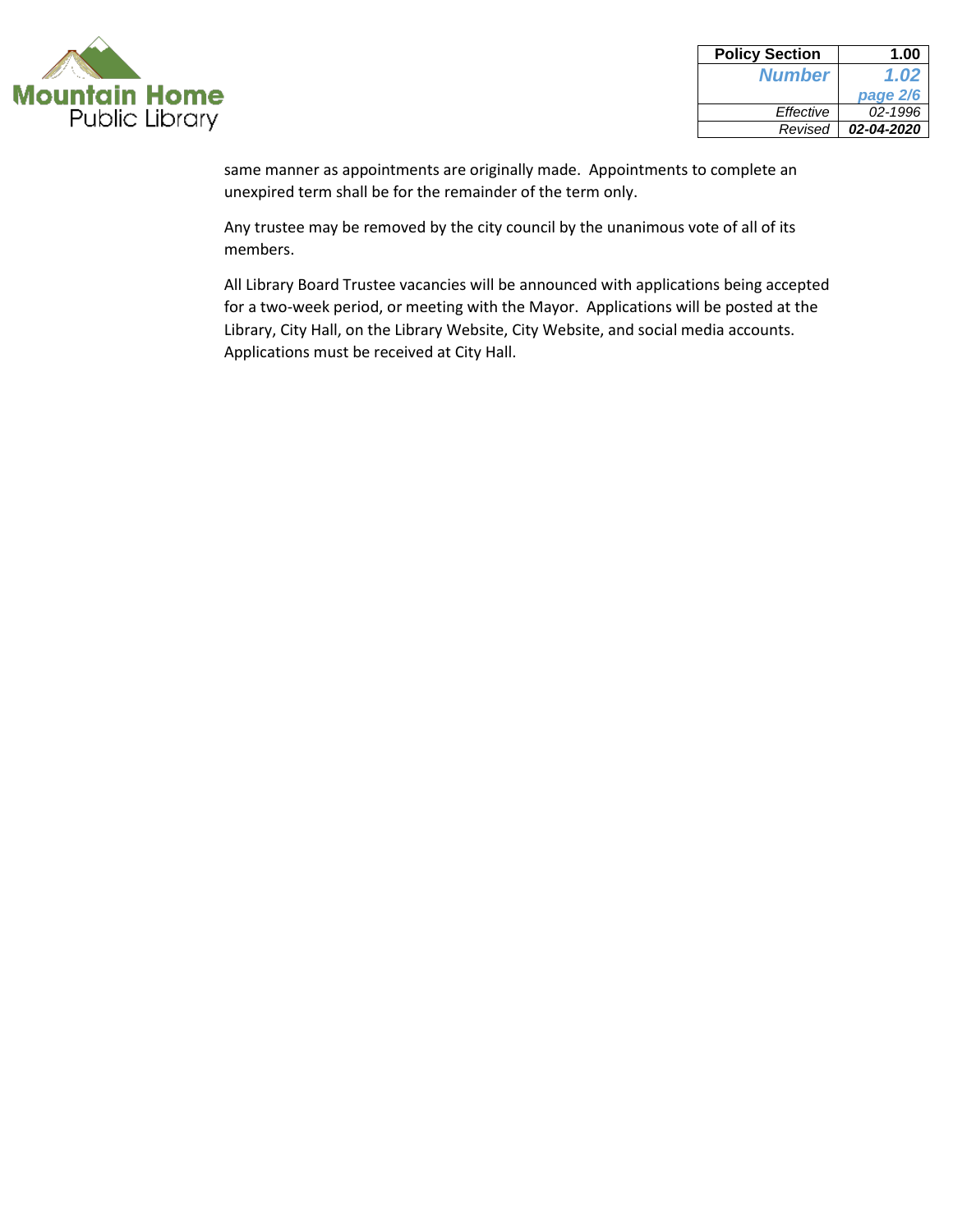same manner as appointments are originally made. Appointments to complete an unexpired term shall be for the remainder of the term only.

Any trustee may be removed by the city council by the unanimous vote of all of its members.

All Library Board Trustee vacancies will be announced with applications being accepted for a two-week period, or meeting with the Mayor. Applications will be posted at the Library, City Hall, on the Library Website, City Website, and social media accounts. Applications must be received at City Hall.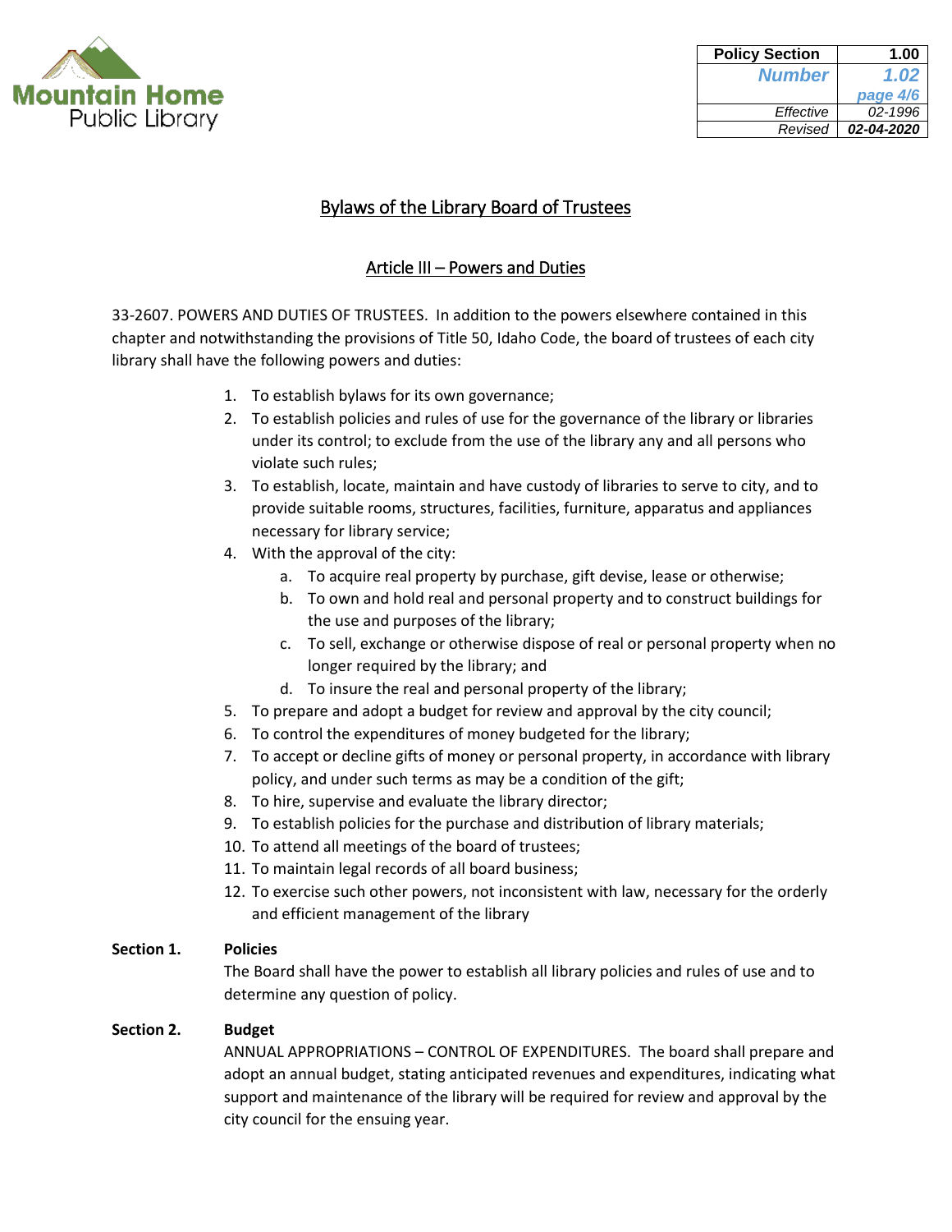## Bylaws of the Library Board of Trustees

### Article III – Powers and Duties

33-2607. POWERS AND DUTIES OF TRUSTEES. In addition to the powers elsewhere contained in this chapter and notwithstanding the provisions of Title 50, Idaho Code, the board of trustees of each city library shall have the following powers and duties:

1. To establish bylaws for its own governance;
2. To establish policies and rules of use for the governance of the library or libraries under its control; to exclude from the use of the library any and all persons who violate such rules;
3. To establish, locate, maintain and have custody of libraries to serve to city, and to provide suitable rooms, structures, facilities, furniture, apparatus and appliances necessary for library service;
4. With the approval of the city:
   a. To acquire real property by purchase, gift devise, lease or otherwise;
   b. To own and hold real and personal property and to construct buildings for the use and purposes of the library;
   c. To sell, exchange or otherwise dispose of real or personal property when no longer required by the library; and
   d. To insure the real and personal property of the library;
5. To prepare and adopt a budget for review and approval by the city council;
6. To control the expenditures of money budgeted for the library;
7. To accept or decline gifts of money or personal property, in accordance with library policy, and under such terms as may be a condition of the gift;
8. To hire, supervise and evaluate the library director;
9. To establish policies for the purchase and distribution of library materials;
10. To attend all meetings of the board of trustees;
11. To maintain legal records of all board business;
12. To exercise such other powers, not inconsistent with law, necessary for the orderly and efficient management of the library

**Section 1. Policies**

The Board shall have the power to establish all library policies and rules of use and to determine any question of policy.

**Section 2. Budget**

ANNUAL APPROPRIATIONS – CONTROL OF EXPENDITURES. The board shall prepare and adopt an annual budget, stating anticipated revenues and expenditures, indicating what support and maintenance of the library will be required for review and approval by the city council for the ensuing year.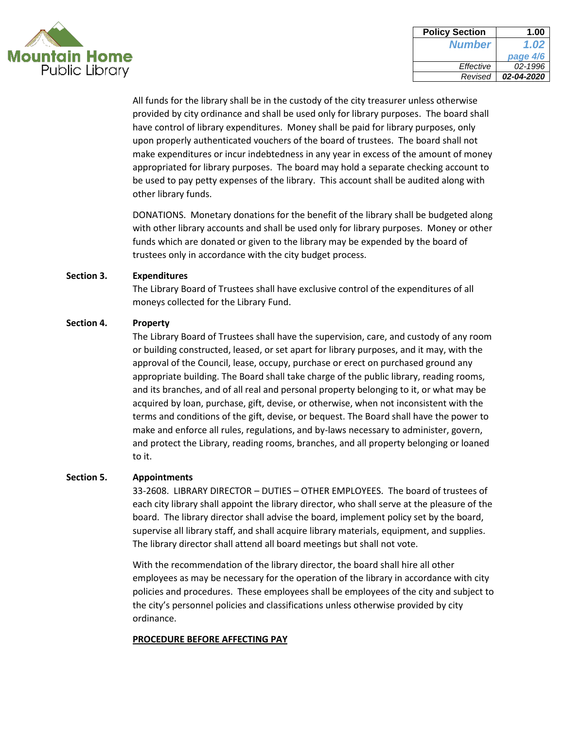All funds for the library shall be in the custody of the city treasurer unless otherwise provided by city ordinance and shall be used only for library purposes. The board shall have control of library expenditures. Money shall be paid for library purposes, only upon properly authenticated vouchers of the board of trustees. The board shall not make expenditures or incur indebtedness in any year in excess of the amount of money appropriated for library purposes. The board may hold a separate checking account to be used to pay petty expenses of the library. This account shall be audited along with other library funds.

DONATIONS. Monetary donations for the benefit of the library shall be budgeted along with other library accounts and shall be used only for library purposes. Money or other funds which are donated or given to the library may be expended by the board of trustees only in accordance with the city budget process.

**Section 3. Expenditures**

The Library Board of Trustees shall have exclusive control of the expenditures of all moneys collected for the Library Fund.

**Section 4. Property**

The Library Board of Trustees shall have the supervision, care, and custody of any room or building constructed, leased, or set apart for library purposes, and it may, with the approval of the Council, lease, occupy, purchase or erect on purchased ground any appropriate building. The Board shall take charge of the public library, reading rooms, and its branches, and of all real and personal property belonging to it, or what may be acquired by loan, purchase, gift, devise, or otherwise, when not inconsistent with the terms and conditions of the gift, devise, or bequest. The Board shall have the power to make and enforce all rules, regulations, and by-laws necessary to administer, govern, and protect the Library, reading rooms, branches, and all property belonging or loaned to it.

**Section 5. Appointments**

33-2608. LIBRARY DIRECTOR – DUTIES – OTHER EMPLOYEES. The board of trustees of each city library shall appoint the library director, who shall serve at the pleasure of the board. The library director shall advise the board, implement policy set by the board, supervise all library staff, and shall acquire library materials, equipment, and supplies. The library director shall attend all board meetings but shall not vote.

With the recommendation of the library director, the board shall hire all other employees as may be necessary for the operation of the library in accordance with city policies and procedures. These employees shall be employees of the city and subject to the city's personnel policies and classifications unless otherwise provided by city ordinance.

**PROCEDURE BEFORE AFFECTING PAY**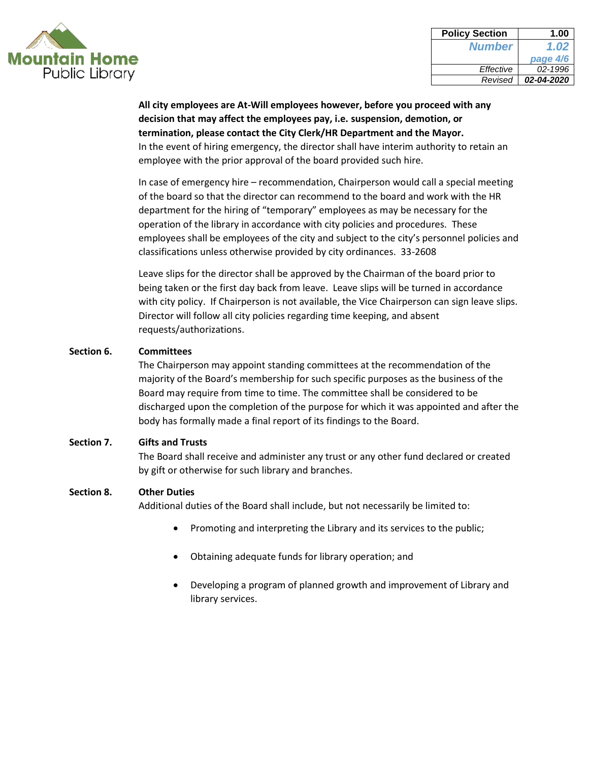**All city employees are At-Will employees however, before you proceed with any decision that may affect the employees pay, i.e. suspension, demotion, or termination, please contact the City Clerk/HR Department and the Mayor.**
In the event of hiring emergency, the director shall have interim authority to retain an employee with the prior approval of the board provided such hire.

In case of emergency hire – recommendation, Chairperson would call a special meeting of the board so that the director can recommend to the board and work with the HR department for the hiring of "temporary" employees as may be necessary for the operation of the library in accordance with city policies and procedures. These employees shall be employees of the city and subject to the city's personnel policies and classifications unless otherwise provided by city ordinances. 33-2608

Leave slips for the director shall be approved by the Chairman of the board prior to being taken or the first day back from leave. Leave slips will be turned in accordance with city policy. If Chairperson is not available, the Vice Chairperson can sign leave slips. Director will follow all city policies regarding time keeping, and absent requests/authorizations.

**Section 6. Committees**

The Chairperson may appoint standing committees at the recommendation of the majority of the Board's membership for such specific purposes as the business of the Board may require from time to time. The committee shall be considered to be discharged upon the completion of the purpose for which it was appointed and after the body has formally made a final report of its findings to the Board.

**Section 7. Gifts and Trusts**

The Board shall receive and administer any trust or any other fund declared or created by gift or otherwise for such library and branches.

**Section 8. Other Duties**

Additional duties of the Board shall include, but not necessarily be limited to:

- Promoting and interpreting the Library and its services to the public;
- Obtaining adequate funds for library operation; and
- Developing a program of planned growth and improvement of Library and library services.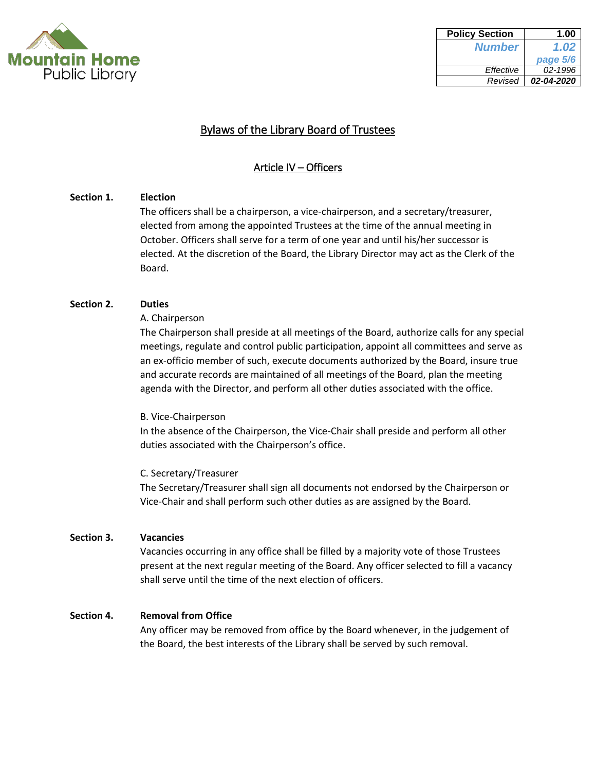# Bylaws of the Library Board of Trustees

## Article IV – Officers

**Section 1. Election**

The officers shall be a chairperson, a vice-chairperson, and a secretary/treasurer, elected from among the appointed Trustees at the time of the annual meeting in October. Officers shall serve for a term of one year and until his/her successor is elected. At the discretion of the Board, the Library Director may act as the Clerk of the Board.

**Section 2. Duties**

A. Chairperson

The Chairperson shall preside at all meetings of the Board, authorize calls for any special meetings, regulate and control public participation, appoint all committees and serve as an ex-officio member of such, execute documents authorized by the Board, insure true and accurate records are maintained of all meetings of the Board, plan the meeting agenda with the Director, and perform all other duties associated with the office.

B. Vice-Chairperson

In the absence of the Chairperson, the Vice-Chair shall preside and perform all other duties associated with the Chairperson's office.

C. Secretary/Treasurer

The Secretary/Treasurer shall sign all documents not endorsed by the Chairperson or Vice-Chair and shall perform such other duties as are assigned by the Board.

**Section 3. Vacancies**

Vacancies occurring in any office shall be filled by a majority vote of those Trustees present at the next regular meeting of the Board. Any officer selected to fill a vacancy shall serve until the time of the next election of officers.

**Section 4. Removal from Office**

Any officer may be removed from office by the Board whenever, in the judgement of the Board, the best interests of the Library shall be served by such removal.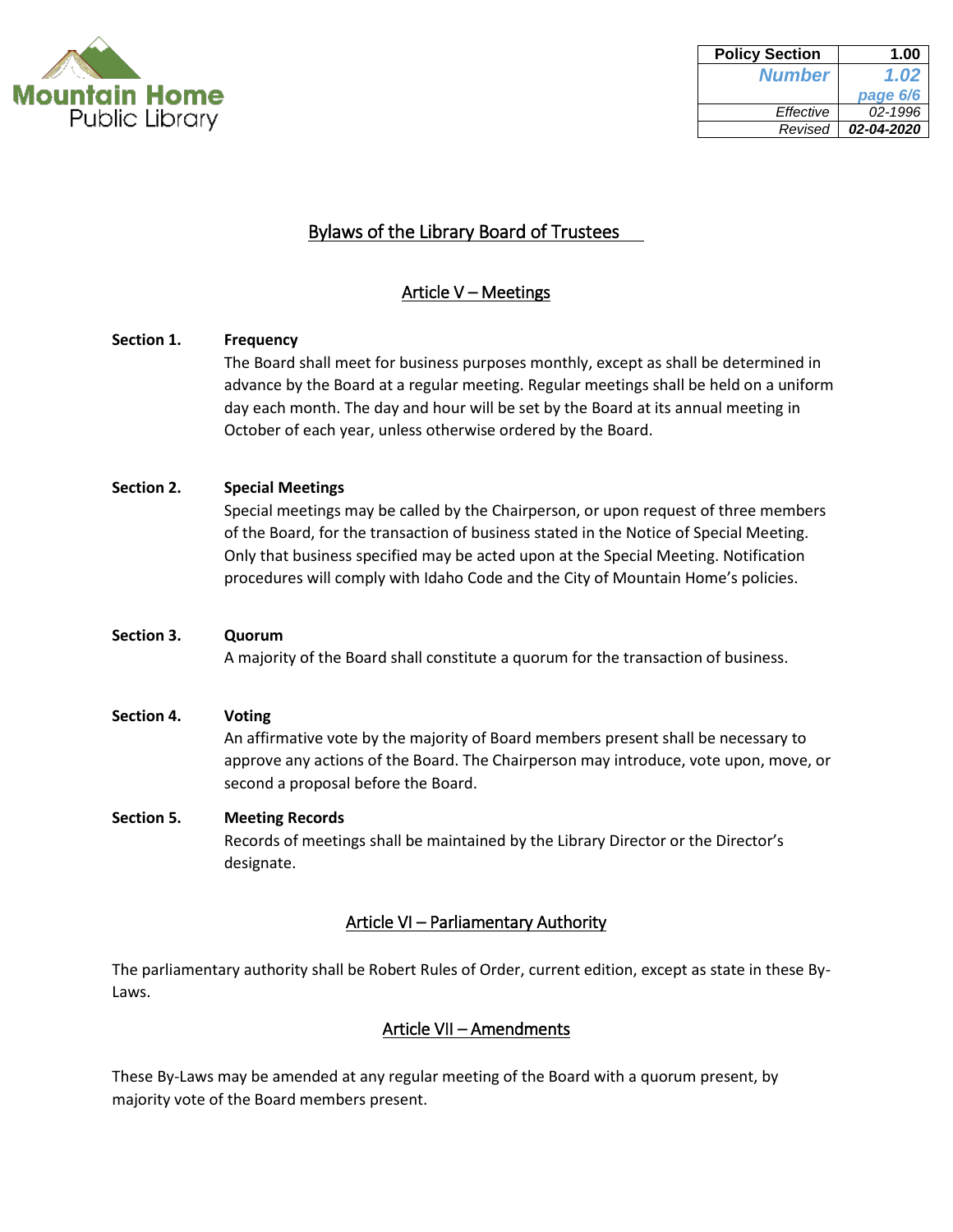## Bylaws of the Library Board of Trustees

### Article V – Meetings

**Section 1. Frequency**

The Board shall meet for business purposes monthly, except as shall be determined in advance by the Board at a regular meeting. Regular meetings shall be held on a uniform day each month. The day and hour will be set by the Board at its annual meeting in October of each year, unless otherwise ordered by the Board.

**Section 2. Special Meetings**

Special meetings may be called by the Chairperson, or upon request of three members of the Board, for the transaction of business stated in the Notice of Special Meeting. Only that business specified may be acted upon at the Special Meeting. Notification procedures will comply with Idaho Code and the City of Mountain Home's policies.

**Section 3. Quorum**

A majority of the Board shall constitute a quorum for the transaction of business.

**Section 4. Voting**

An affirmative vote by the majority of Board members present shall be necessary to approve any actions of the Board. The Chairperson may introduce, vote upon, move, or second a proposal before the Board.

**Section 5. Meeting Records**

Records of meetings shall be maintained by the Library Director or the Director's designate.

### Article VI – Parliamentary Authority

The parliamentary authority shall be Robert Rules of Order, current edition, except as state in these By-Laws.

### Article VII – Amendments

These By-Laws may be amended at any regular meeting of the Board with a quorum present, by majority vote of the Board members present.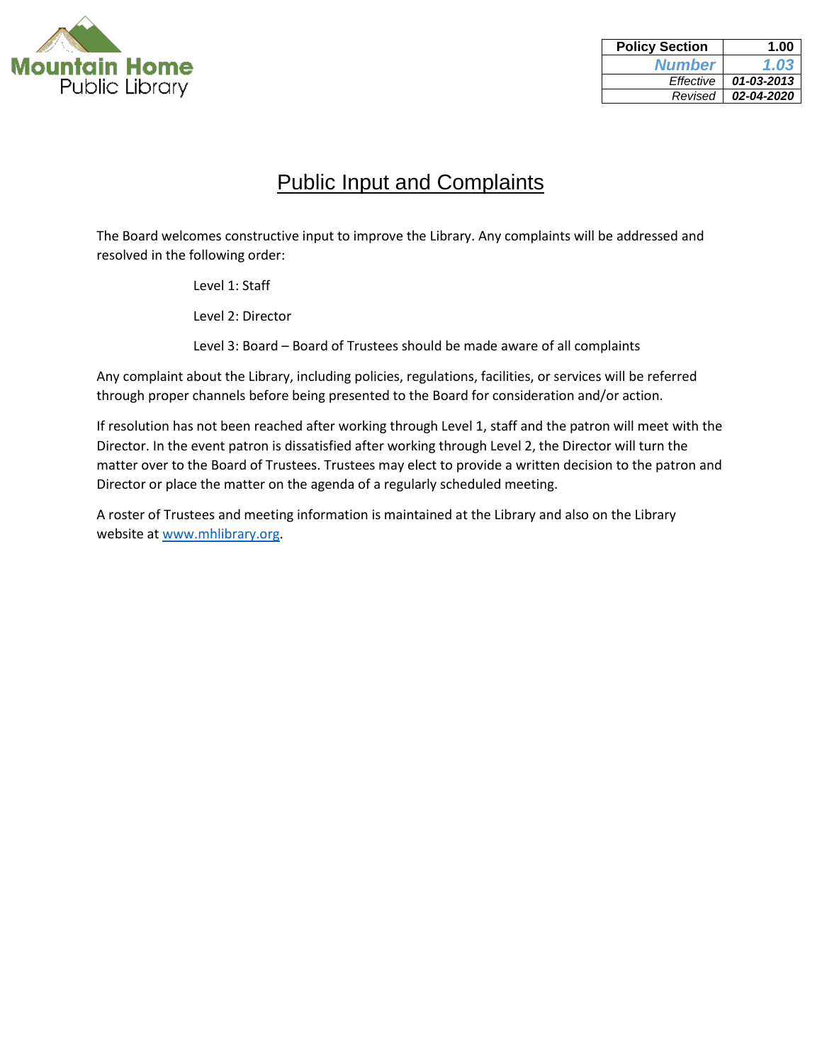Mountain Home
Public Library

| Policy Section | 1.00 |
|---|---|
| *Number* | *1.03* |
| *Effective* | ***01-03-2013*** |
| *Revised* | ***02-04-2020*** |

# Public Input and Complaints

The Board welcomes constructive input to improve the Library. Any complaints will be addressed and resolved in the following order:

Level 1: Staff

Level 2: Director

Level 3: Board – Board of Trustees should be made aware of all complaints

Any complaint about the Library, including policies, regulations, facilities, or services will be referred through proper channels before being presented to the Board for consideration and/or action.

If resolution has not been reached after working through Level 1, staff and the patron will meet with the Director. In the event patron is dissatisfied after working through Level 2, the Director will turn the matter over to the Board of Trustees. Trustees may elect to provide a written decision to the patron and Director or place the matter on the agenda of a regularly scheduled meeting.

A roster of Trustees and meeting information is maintained at the Library and also on the Library website at [www.mhlibrary.org](http://www.mhlibrary.org).